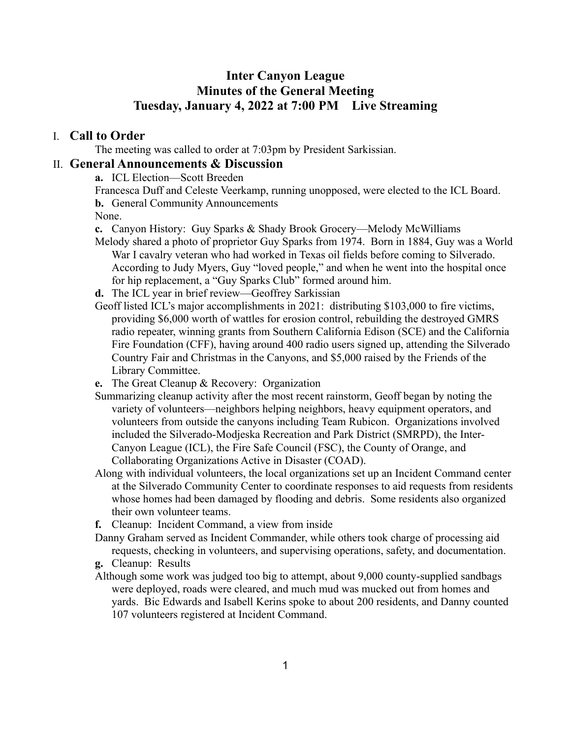# Inter Canyon League
# Minutes of the General Meeting
# Tuesday, January 4, 2022 at 7:00 PM    Live Streaming

## I. Call to Order

The meeting was called to order at 7:03pm by President Sarkissian.

## II. General Announcements & Discussion

**a.** ICL Election—Scott Breeden

Francesca Duff and Celeste Veerkamp, running unopposed, were elected to the ICL Board.

**b.** General Community Announcements

None.

**c.** Canyon History: Guy Sparks & Shady Brook Grocery—Melody McWilliams

Melody shared a photo of proprietor Guy Sparks from 1974. Born in 1884, Guy was a World War I cavalry veteran who had worked in Texas oil fields before coming to Silverado. According to Judy Myers, Guy "loved people," and when he went into the hospital once for hip replacement, a "Guy Sparks Club" formed around him.

**d.** The ICL year in brief review—Geoffrey Sarkissian

Geoff listed ICL's major accomplishments in 2021: distributing $103,000 to fire victims, providing $6,000 worth of wattles for erosion control, rebuilding the destroyed GMRS radio repeater, winning grants from Southern California Edison (SCE) and the California Fire Foundation (CFF), having around 400 radio users signed up, attending the Silverado Country Fair and Christmas in the Canyons, and $5,000 raised by the Friends of the Library Committee.

**e.** The Great Cleanup & Recovery: Organization

Summarizing cleanup activity after the most recent rainstorm, Geoff began by noting the variety of volunteers—neighbors helping neighbors, heavy equipment operators, and volunteers from outside the canyons including Team Rubicon. Organizations involved included the Silverado-Modjeska Recreation and Park District (SMRPD), the Inter-Canyon League (ICL), the Fire Safe Council (FSC), the County of Orange, and Collaborating Organizations Active in Disaster (COAD).

Along with individual volunteers, the local organizations set up an Incident Command center at the Silverado Community Center to coordinate responses to aid requests from residents whose homes had been damaged by flooding and debris. Some residents also organized their own volunteer teams.

**f.** Cleanup: Incident Command, a view from inside

Danny Graham served as Incident Commander, while others took charge of processing aid requests, checking in volunteers, and supervising operations, safety, and documentation.

**g.** Cleanup: Results

Although some work was judged too big to attempt, about 9,000 county-supplied sandbags were deployed, roads were cleared, and much mud was mucked out from homes and yards. Bic Edwards and Isabell Kerins spoke to about 200 residents, and Danny counted 107 volunteers registered at Incident Command.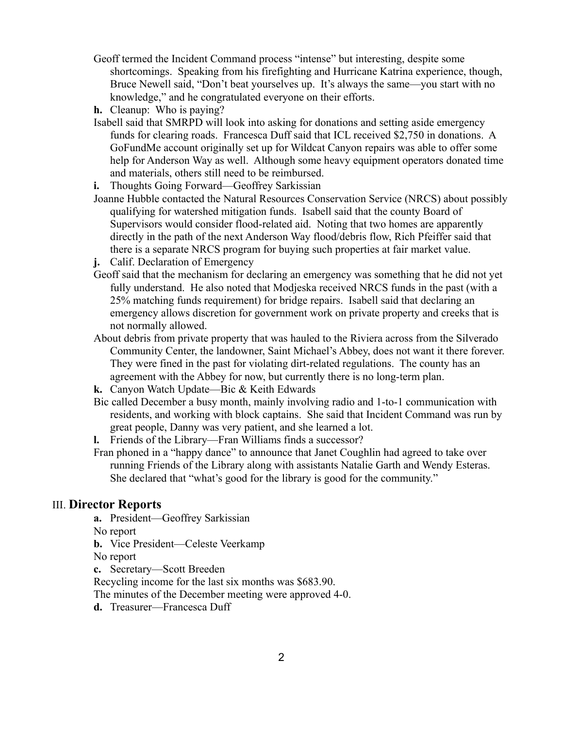Geoff termed the Incident Command process "intense" but interesting, despite some shortcomings. Speaking from his firefighting and Hurricane Katrina experience, though, Bruce Newell said, "Don't beat yourselves up. It's always the same—you start with no knowledge," and he congratulated everyone on their efforts.

**h.** Cleanup: Who is paying?

Isabell said that SMRPD will look into asking for donations and setting aside emergency funds for clearing roads. Francesca Duff said that ICL received $2,750 in donations. A GoFundMe account originally set up for Wildcat Canyon repairs was able to offer some help for Anderson Way as well. Although some heavy equipment operators donated time and materials, others still need to be reimbursed.

**i.** Thoughts Going Forward—Geoffrey Sarkissian

Joanne Hubble contacted the Natural Resources Conservation Service (NRCS) about possibly qualifying for watershed mitigation funds. Isabell said that the county Board of Supervisors would consider flood-related aid. Noting that two homes are apparently directly in the path of the next Anderson Way flood/debris flow, Rich Pfeiffer said that there is a separate NRCS program for buying such properties at fair market value.

**j.** Calif. Declaration of Emergency

Geoff said that the mechanism for declaring an emergency was something that he did not yet fully understand. He also noted that Modjeska received NRCS funds in the past (with a 25% matching funds requirement) for bridge repairs. Isabell said that declaring an emergency allows discretion for government work on private property and creeks that is not normally allowed.

About debris from private property that was hauled to the Riviera across from the Silverado Community Center, the landowner, Saint Michael's Abbey, does not want it there forever. They were fined in the past for violating dirt-related regulations. The county has an agreement with the Abbey for now, but currently there is no long-term plan.

**k.** Canyon Watch Update—Bic & Keith Edwards

Bic called December a busy month, mainly involving radio and 1-to-1 communication with residents, and working with block captains. She said that Incident Command was run by great people, Danny was very patient, and she learned a lot.

**l.** Friends of the Library—Fran Williams finds a successor?

Fran phoned in a "happy dance" to announce that Janet Coughlin had agreed to take over running Friends of the Library along with assistants Natalie Garth and Wendy Esteras. She declared that "what's good for the library is good for the community."

## III. Director Reports

**a.** President—Geoffrey Sarkissian

No report

**b.** Vice President—Celeste Veerkamp

No report

**c.** Secretary—Scott Breeden

Recycling income for the last six months was $683.90.

The minutes of the December meeting were approved 4-0.

**d.** Treasurer—Francesca Duff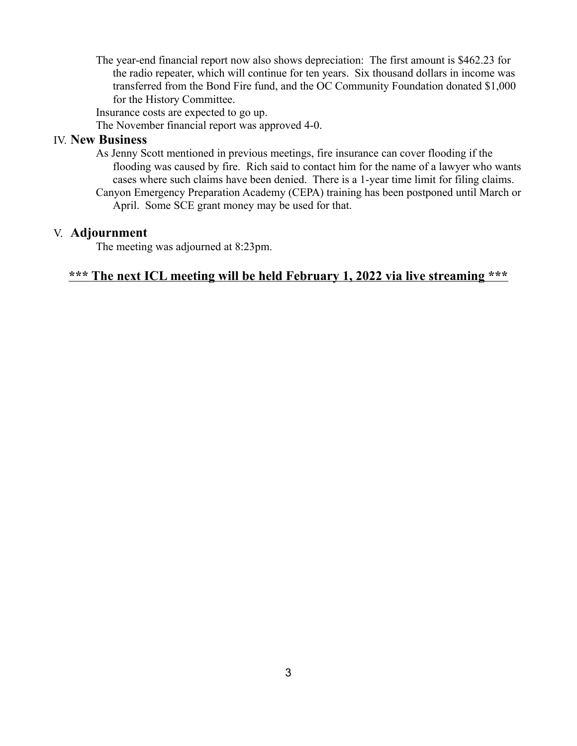The year-end financial report now also shows depreciation: The first amount is $462.23 for the radio repeater, which will continue for ten years. Six thousand dollars in income was transferred from the Bond Fire fund, and the OC Community Foundation donated $1,000 for the History Committee.

Insurance costs are expected to go up.

The November financial report was approved 4-0.

## IV. New Business

As Jenny Scott mentioned in previous meetings, fire insurance can cover flooding if the flooding was caused by fire. Rich said to contact him for the name of a lawyer who wants cases where such claims have been denied. There is a 1-year time limit for filing claims.

Canyon Emergency Preparation Academy (CEPA) training has been postponed until March or April. Some SCE grant money may be used for that.

## V. Adjournment

The meeting was adjourned at 8:23pm.

**\*\*\* The next ICL meeting will be held February 1, 2022 via live streaming \*\*\***